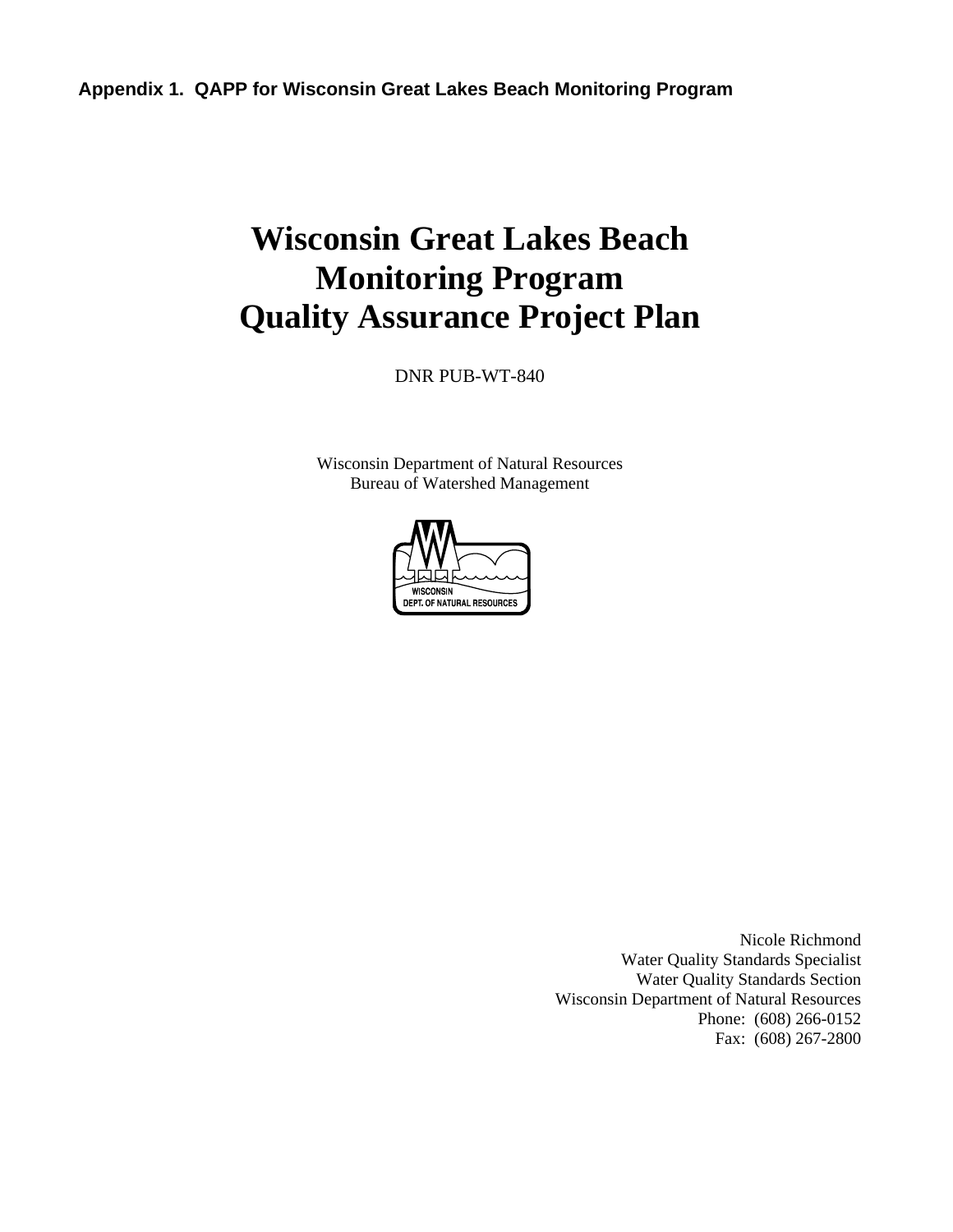**Appendix 1. QAPP for Wisconsin Great Lakes Beach Monitoring Program**

# Wisconsin Great Lakes Beach Monitoring Program Quality Assurance Project Plan

DNR PUB-WT-840

Wisconsin Department of Natural Resources
Bureau of Watershed Management

WISCONSIN
DEPT. OF NATURAL RESOURCES

Nicole Richmond
Water Quality Standards Specialist
Water Quality Standards Section
Wisconsin Department of Natural Resources
Phone: (608) 266-0152
Fax: (608) 267-2800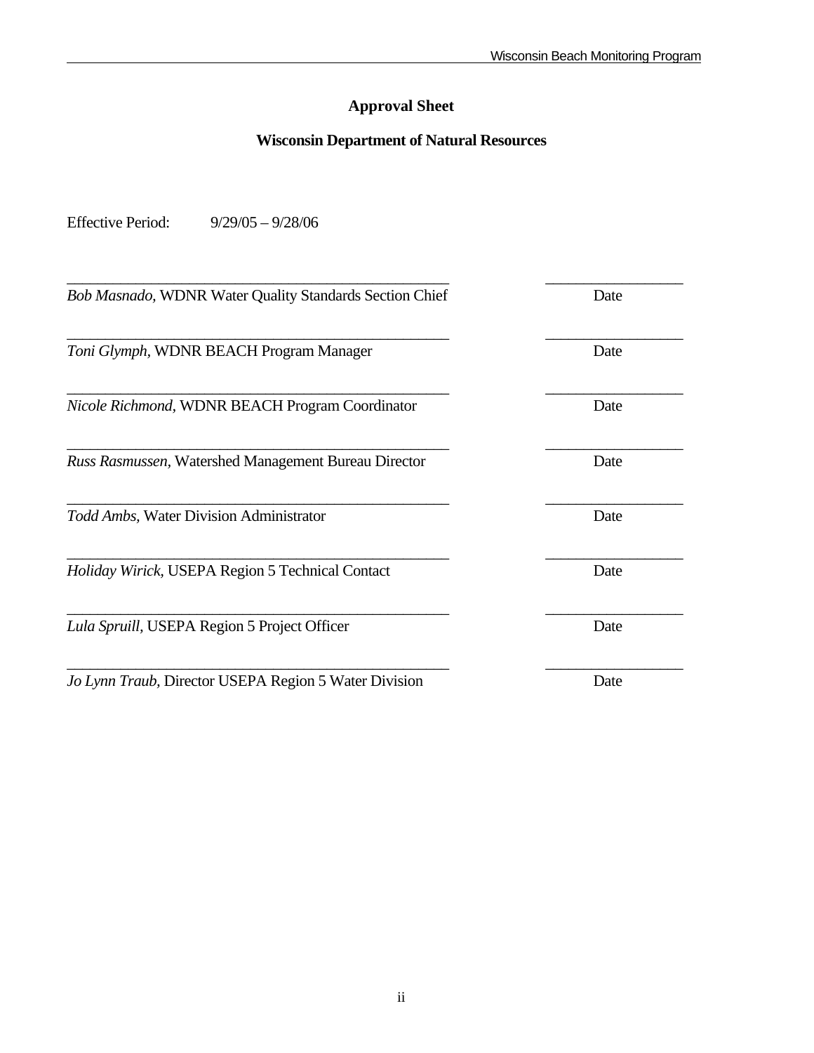# Approval Sheet

## Wisconsin Department of Natural Resources

Effective Period: 9/29/05 – 9/28/06

_________________________________________________ _________________

*Bob Masnado*, WDNR Water Quality Standards Section Chief Date

_________________________________________________ _________________

*Toni Glymph*, WDNR BEACH Program Manager Date

_________________________________________________ _________________

*Nicole Richmond*, WDNR BEACH Program Coordinator Date

_________________________________________________ _________________

*Russ Rasmussen*, Watershed Management Bureau Director Date

_________________________________________________ _________________

*Todd Ambs*, Water Division Administrator Date

_________________________________________________ _________________

*Holiday Wirick*, USEPA Region 5 Technical Contact Date

_________________________________________________ _________________

*Lula Spruill*, USEPA Region 5 Project Officer Date

_________________________________________________ _________________

*Jo Lynn Traub*, Director USEPA Region 5 Water Division Date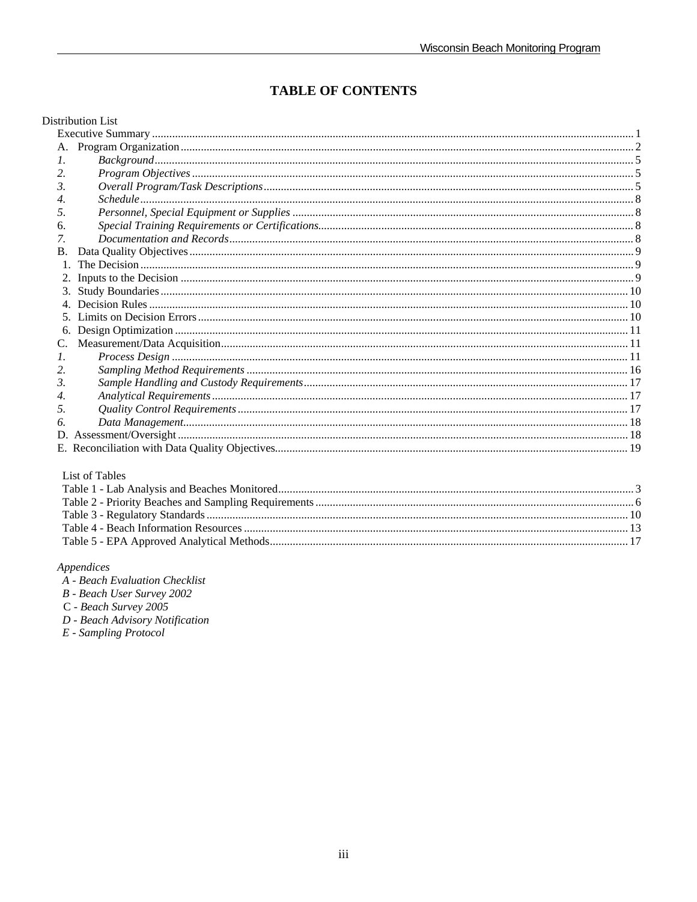# TABLE OF CONTENTS

Distribution List

- Executive Summary ..... 1
- A. Program Organization ..... 2
  - *1. Background* ..... 5
  - *2. Program Objectives* ..... 5
  - *3. Overall Program/Task Descriptions* ..... 5
  - *4. Schedule* ..... 8
  - *5. Personnel, Special Equipment or Supplies* ..... 8
  - 6. *Special Training Requirements or Certifications* ..... 8
  - *7. Documentation and Records* ..... 8
- B. Data Quality Objectives ..... 9
  - 1. The Decision ..... 9
  - 2. Inputs to the Decision ..... 9
  - 3. Study Boundaries ..... 10
  - 4. Decision Rules ..... 10
  - 5. Limits on Decision Errors ..... 10
  - 6. Design Optimization ..... 11
- C. Measurement/Data Acquisition ..... 11
  - *1. Process Design* ..... 11
  - *2. Sampling Method Requirements* ..... 16
  - *3. Sample Handling and Custody Requirements* ..... 17
  - *4. Analytical Requirements* ..... 17
  - *5. Quality Control Requirements* ..... 17
  - *6. Data Management* ..... 18
- D. Assessment/Oversight ..... 18
- E. Reconciliation with Data Quality Objectives ..... 19

List of Tables

- Table 1 - Lab Analysis and Beaches Monitored ..... 3
- Table 2 - Priority Beaches and Sampling Requirements ..... 6
- Table 3 - Regulatory Standards ..... 10
- Table 4 - Beach Information Resources ..... 13
- Table 5 - EPA Approved Analytical Methods ..... 17

*Appendices*

- *A - Beach Evaluation Checklist*
- *B - Beach User Survey 2002*
- C - *Beach Survey 2005*
- *D - Beach Advisory Notification*
- *E - Sampling Protocol*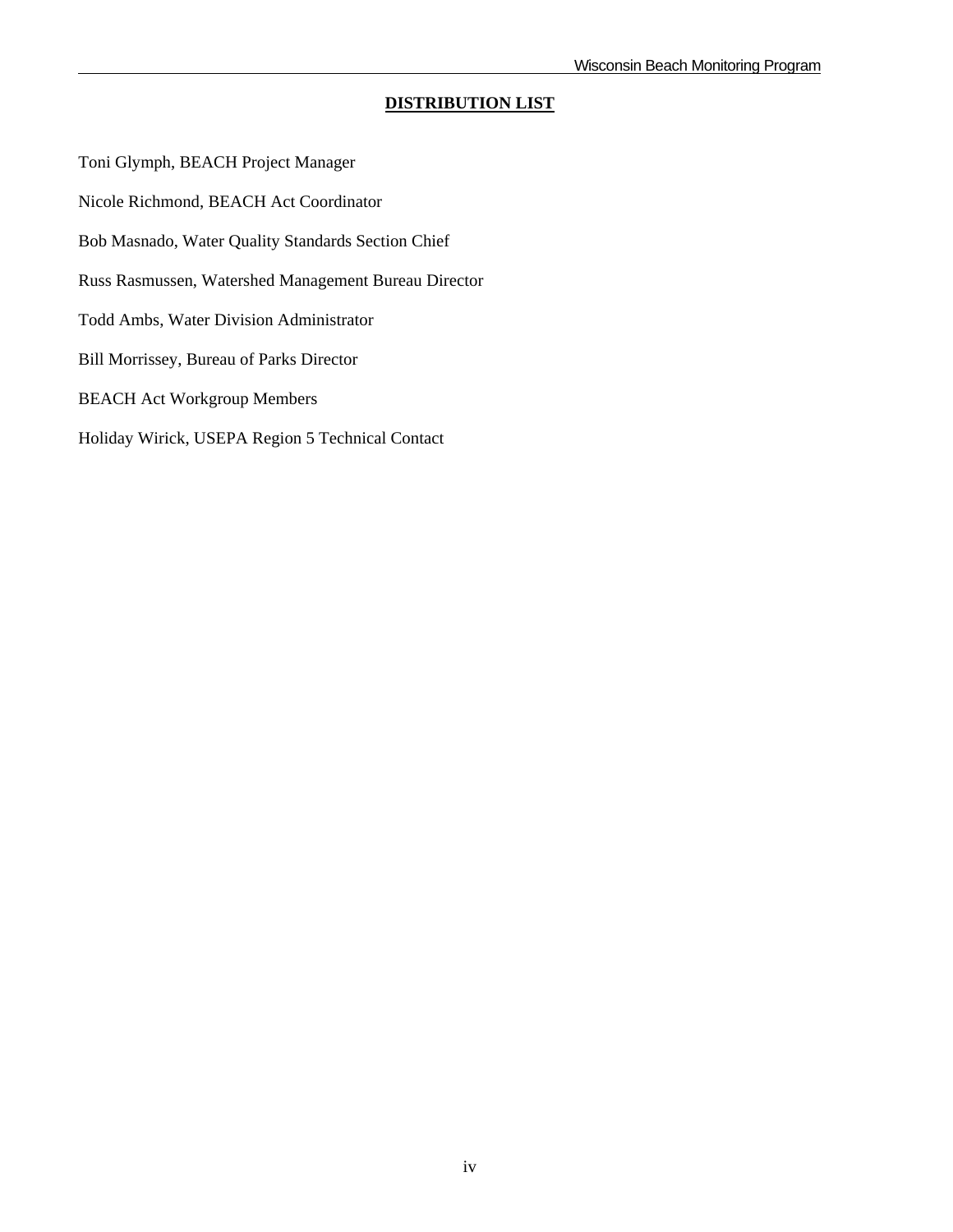## DISTRIBUTION LIST

Toni Glymph, BEACH Project Manager

Nicole Richmond, BEACH Act Coordinator

Bob Masnado, Water Quality Standards Section Chief

Russ Rasmussen, Watershed Management Bureau Director

Todd Ambs, Water Division Administrator

Bill Morrissey, Bureau of Parks Director

BEACH Act Workgroup Members

Holiday Wirick, USEPA Region 5 Technical Contact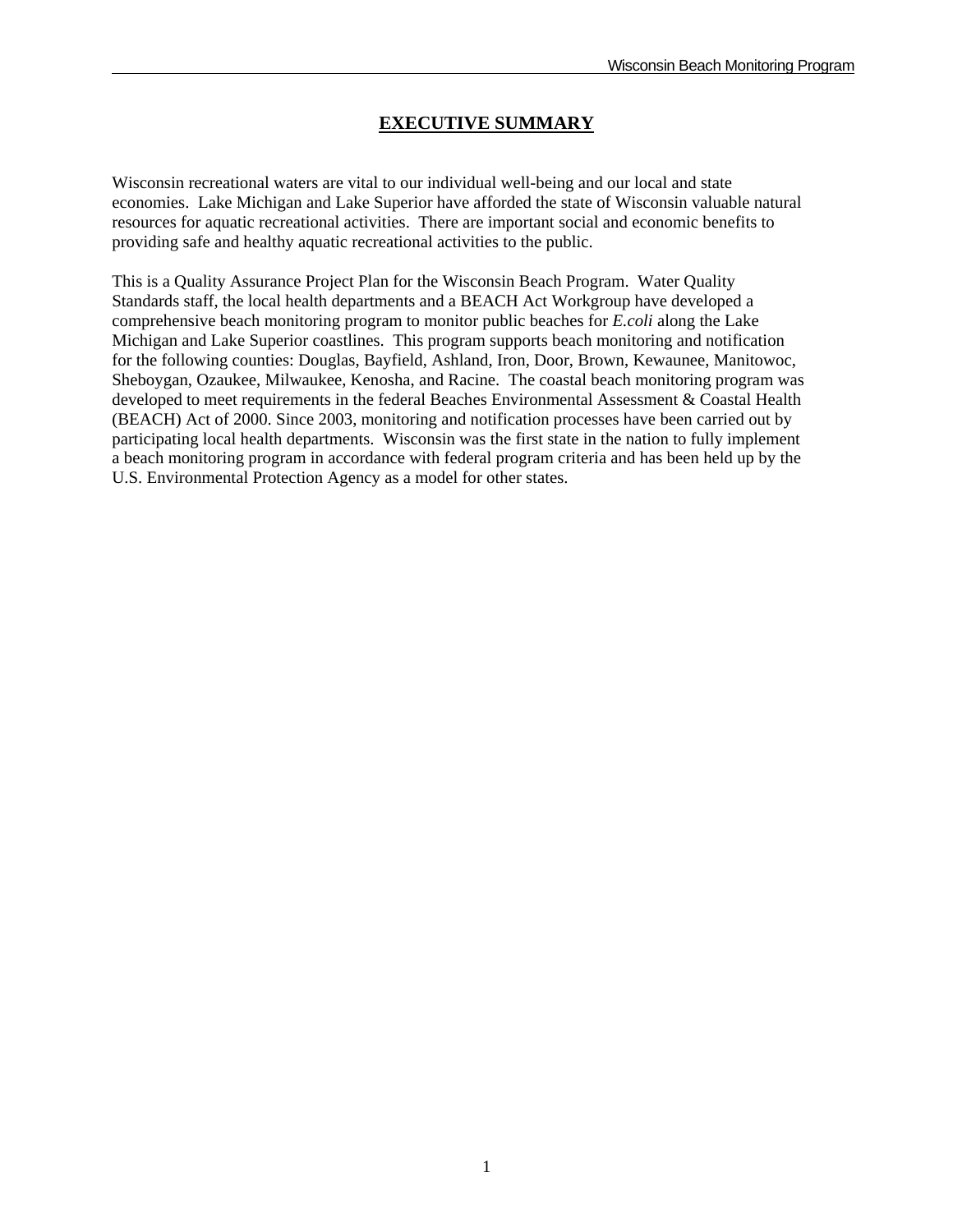# EXECUTIVE SUMMARY

Wisconsin recreational waters are vital to our individual well-being and our local and state economies. Lake Michigan and Lake Superior have afforded the state of Wisconsin valuable natural resources for aquatic recreational activities. There are important social and economic benefits to providing safe and healthy aquatic recreational activities to the public.

This is a Quality Assurance Project Plan for the Wisconsin Beach Program. Water Quality Standards staff, the local health departments and a BEACH Act Workgroup have developed a comprehensive beach monitoring program to monitor public beaches for *E.coli* along the Lake Michigan and Lake Superior coastlines. This program supports beach monitoring and notification for the following counties: Douglas, Bayfield, Ashland, Iron, Door, Brown, Kewaunee, Manitowoc, Sheboygan, Ozaukee, Milwaukee, Kenosha, and Racine. The coastal beach monitoring program was developed to meet requirements in the federal Beaches Environmental Assessment & Coastal Health (BEACH) Act of 2000. Since 2003, monitoring and notification processes have been carried out by participating local health departments. Wisconsin was the first state in the nation to fully implement a beach monitoring program in accordance with federal program criteria and has been held up by the U.S. Environmental Protection Agency as a model for other states.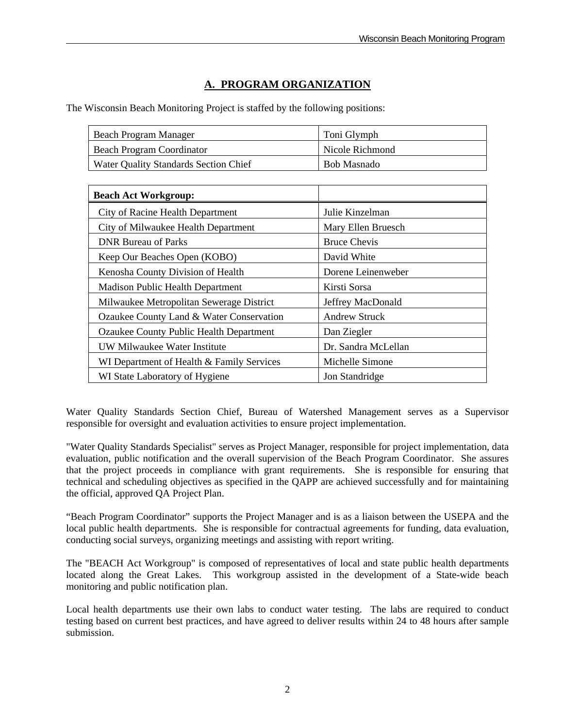## A. PROGRAM ORGANIZATION

The Wisconsin Beach Monitoring Project is staffed by the following positions:

| Beach Program Manager | Toni Glymph |
|---|---|
| Beach Program Coordinator | Nicole Richmond |
| Water Quality Standards Section Chief | Bob Masnado |

| **Beach Act Workgroup:** | |
|---|---|
| City of Racine Health Department | Julie Kinzelman |
| City of Milwaukee Health Department | Mary Ellen Bruesch |
| DNR Bureau of Parks | Bruce Chevis |
| Keep Our Beaches Open (KOBO) | David White |
| Kenosha County Division of Health | Dorene Leinenweber |
| Madison Public Health Department | Kirsti Sorsa |
| Milwaukee Metropolitan Sewerage District | Jeffrey MacDonald |
| Ozaukee County Land & Water Conservation | Andrew Struck |
| Ozaukee County Public Health Department | Dan Ziegler |
| UW Milwaukee Water Institute | Dr. Sandra McLellan |
| WI Department of Health & Family Services | Michelle Simone |
| WI State Laboratory of Hygiene | Jon Standridge |

Water Quality Standards Section Chief, Bureau of Watershed Management serves as a Supervisor responsible for oversight and evaluation activities to ensure project implementation.

"Water Quality Standards Specialist" serves as Project Manager, responsible for project implementation, data evaluation, public notification and the overall supervision of the Beach Program Coordinator. She assures that the project proceeds in compliance with grant requirements. She is responsible for ensuring that technical and scheduling objectives as specified in the QAPP are achieved successfully and for maintaining the official, approved QA Project Plan.

"Beach Program Coordinator" supports the Project Manager and is as a liaison between the USEPA and the local public health departments. She is responsible for contractual agreements for funding, data evaluation, conducting social surveys, organizing meetings and assisting with report writing.

The "BEACH Act Workgroup" is composed of representatives of local and state public health departments located along the Great Lakes. This workgroup assisted in the development of a State-wide beach monitoring and public notification plan.

Local health departments use their own labs to conduct water testing. The labs are required to conduct testing based on current best practices, and have agreed to deliver results within 24 to 48 hours after sample submission.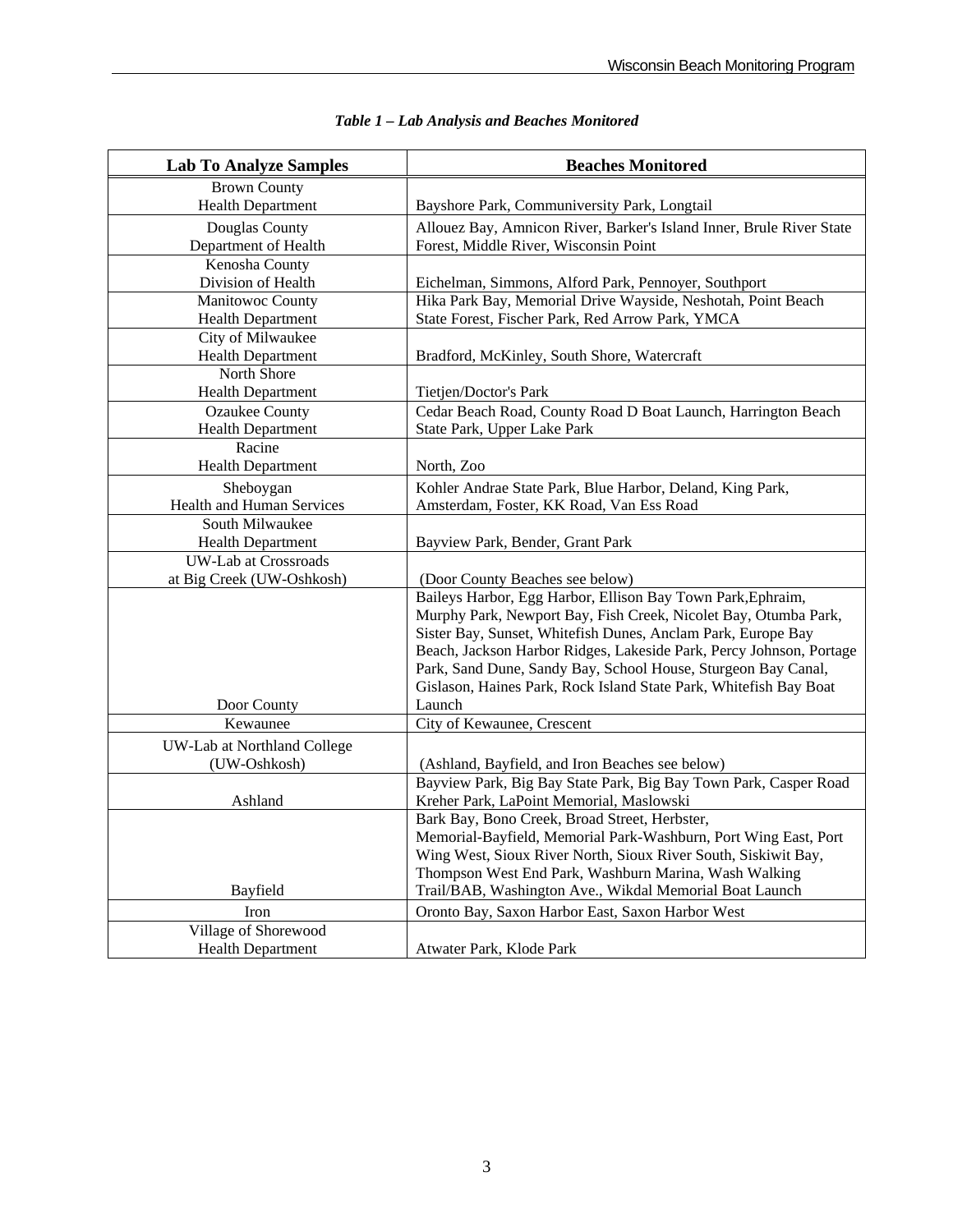*Table 1 – Lab Analysis and Beaches Monitored*

| Lab To Analyze Samples | Beaches Monitored |
|---|---|
| Brown County Health Department | Bayshore Park, Communiversity Park, Longtail |
| Douglas County Department of Health | Allouez Bay, Amnicon River, Barker's Island Inner, Brule River State Forest, Middle River, Wisconsin Point |
| Kenosha County Division of Health | Eichelman, Simmons, Alford Park, Pennoyer, Southport |
| Manitowoc County Health Department | Hika Park Bay, Memorial Drive Wayside, Neshotah, Point Beach State Forest, Fischer Park, Red Arrow Park, YMCA |
| City of Milwaukee Health Department | Bradford, McKinley, South Shore, Watercraft |
| North Shore Health Department | Tietjen/Doctor's Park |
| Ozaukee County Health Department | Cedar Beach Road, County Road D Boat Launch, Harrington Beach State Park, Upper Lake Park |
| Racine Health Department | North, Zoo |
| Sheboygan Health and Human Services | Kohler Andrae State Park, Blue Harbor, Deland, King Park, Amsterdam, Foster, KK Road, Van Ess Road |
| South Milwaukee Health Department | Bayview Park, Bender, Grant Park |
| UW-Lab at Crossroads at Big Creek (UW-Oshkosh) | (Door County Beaches see below) |
| Door County | Baileys Harbor, Egg Harbor, Ellison Bay Town Park,Ephraim, Murphy Park, Newport Bay, Fish Creek, Nicolet Bay, Otumba Park, Sister Bay, Sunset, Whitefish Dunes, Anclam Park, Europe Bay Beach, Jackson Harbor Ridges, Lakeside Park, Percy Johnson, Portage Park, Sand Dune, Sandy Bay, School House, Sturgeon Bay Canal, Gislason, Haines Park, Rock Island State Park, Whitefish Bay Boat Launch |
| Kewaunee | City of Kewaunee, Crescent |
| UW-Lab at Northland College (UW-Oshkosh) | (Ashland, Bayfield, and Iron Beaches see below) |
| Ashland | Bayview Park, Big Bay State Park, Big Bay Town Park, Casper Road Kreher Park, LaPoint Memorial, Maslowski |
| Bayfield | Bark Bay, Bono Creek, Broad Street, Herbster, Memorial-Bayfield, Memorial Park-Washburn, Port Wing East, Port Wing West, Sioux River North, Sioux River South, Siskiwit Bay, Thompson West End Park, Washburn Marina, Wash Walking Trail/BAB, Washington Ave., Wikdal Memorial Boat Launch |
| Iron | Oronto Bay, Saxon Harbor East, Saxon Harbor West |
| Village of Shorewood Health Department | Atwater Park, Klode Park |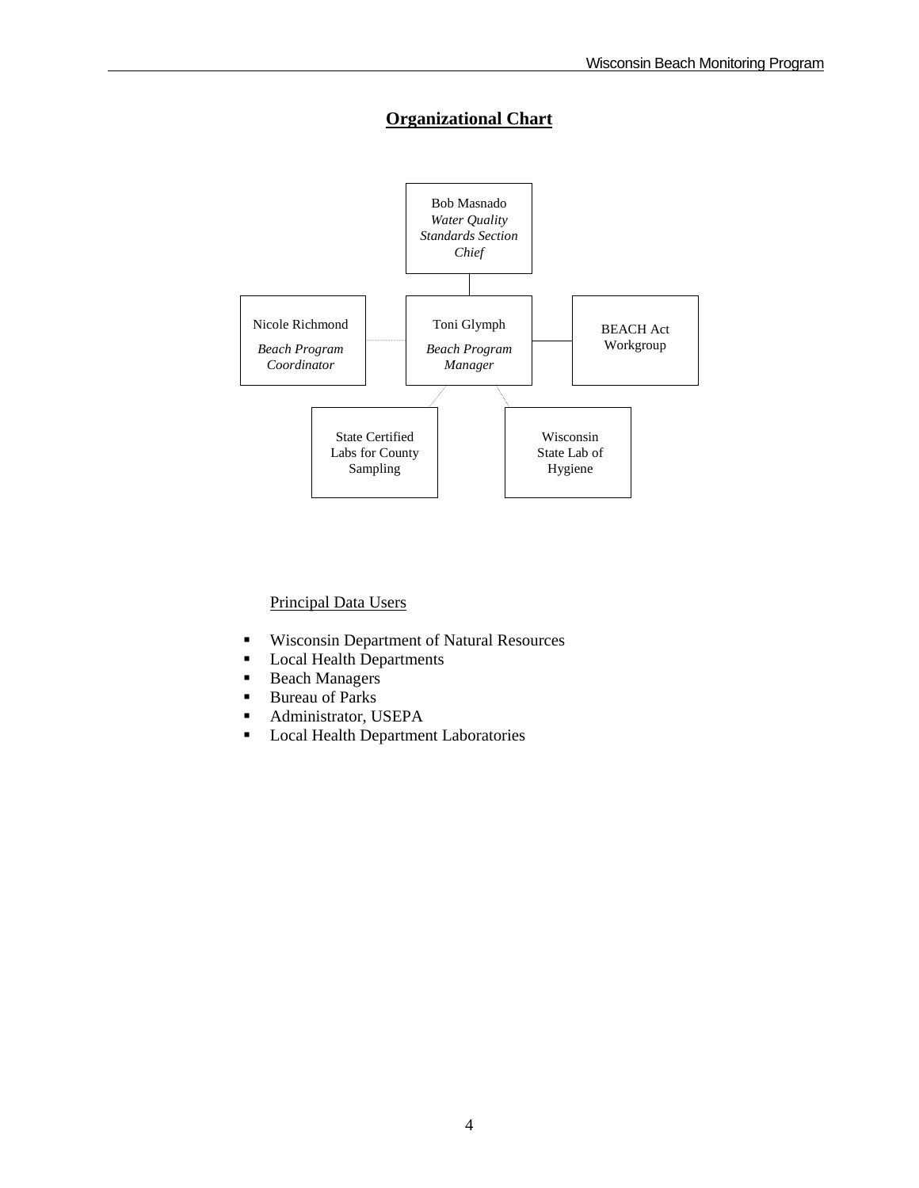## Organizational Chart

Bob Masnado
*Water Quality Standards Section Chief*

Nicole Richmond
*Beach Program Coordinator*

Toni Glymph
*Beach Program Manager*

BEACH Act Workgroup

State Certified Labs for County Sampling

Wisconsin State Lab of Hygiene

Principal Data Users

- Wisconsin Department of Natural Resources
- Local Health Departments
- Beach Managers
- Bureau of Parks
- Administrator, USEPA
- Local Health Department Laboratories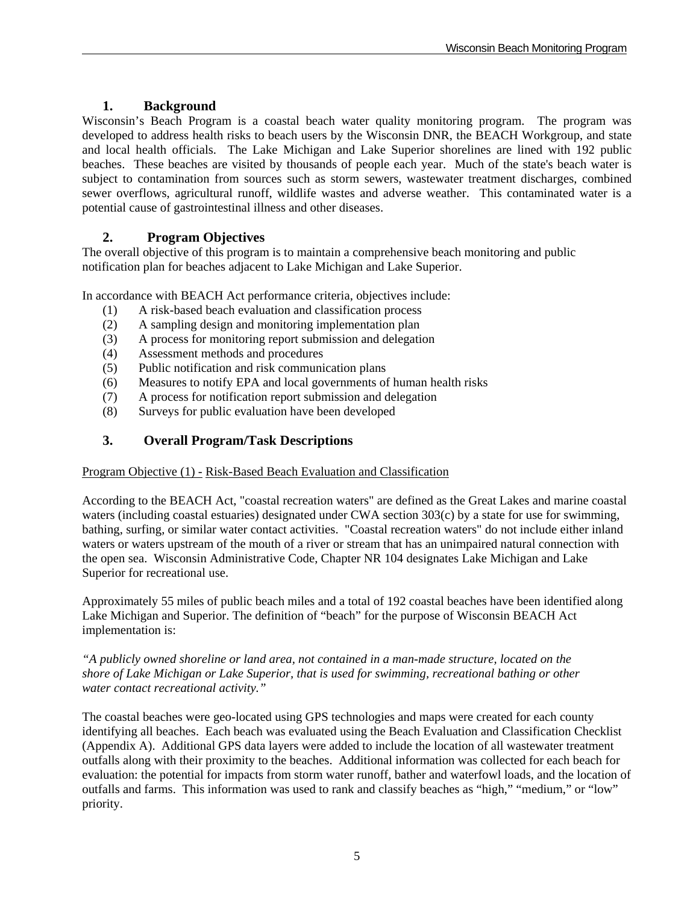## 1. Background

Wisconsin's Beach Program is a coastal beach water quality monitoring program. The program was developed to address health risks to beach users by the Wisconsin DNR, the BEACH Workgroup, and state and local health officials. The Lake Michigan and Lake Superior shorelines are lined with 192 public beaches. These beaches are visited by thousands of people each year. Much of the state's beach water is subject to contamination from sources such as storm sewers, wastewater treatment discharges, combined sewer overflows, agricultural runoff, wildlife wastes and adverse weather. This contaminated water is a potential cause of gastrointestinal illness and other diseases.

## 2. Program Objectives

The overall objective of this program is to maintain a comprehensive beach monitoring and public notification plan for beaches adjacent to Lake Michigan and Lake Superior.

In accordance with BEACH Act performance criteria, objectives include:

(1) A risk-based beach evaluation and classification process
(2) A sampling design and monitoring implementation plan
(3) A process for monitoring report submission and delegation
(4) Assessment methods and procedures
(5) Public notification and risk communication plans
(6) Measures to notify EPA and local governments of human health risks
(7) A process for notification report submission and delegation
(8) Surveys for public evaluation have been developed

## 3. Overall Program/Task Descriptions

Program Objective (1) - Risk-Based Beach Evaluation and Classification

According to the BEACH Act, "coastal recreation waters" are defined as the Great Lakes and marine coastal waters (including coastal estuaries) designated under CWA section 303(c) by a state for use for swimming, bathing, surfing, or similar water contact activities. "Coastal recreation waters" do not include either inland waters or waters upstream of the mouth of a river or stream that has an unimpaired natural connection with the open sea. Wisconsin Administrative Code, Chapter NR 104 designates Lake Michigan and Lake Superior for recreational use.

Approximately 55 miles of public beach miles and a total of 192 coastal beaches have been identified along Lake Michigan and Superior. The definition of "beach" for the purpose of Wisconsin BEACH Act implementation is:

*"A publicly owned shoreline or land area, not contained in a man-made structure, located on the shore of Lake Michigan or Lake Superior, that is used for swimming, recreational bathing or other water contact recreational activity."*

The coastal beaches were geo-located using GPS technologies and maps were created for each county identifying all beaches. Each beach was evaluated using the Beach Evaluation and Classification Checklist (Appendix A). Additional GPS data layers were added to include the location of all wastewater treatment outfalls along with their proximity to the beaches. Additional information was collected for each beach for evaluation: the potential for impacts from storm water runoff, bather and waterfowl loads, and the location of outfalls and farms. This information was used to rank and classify beaches as "high," "medium," or "low" priority.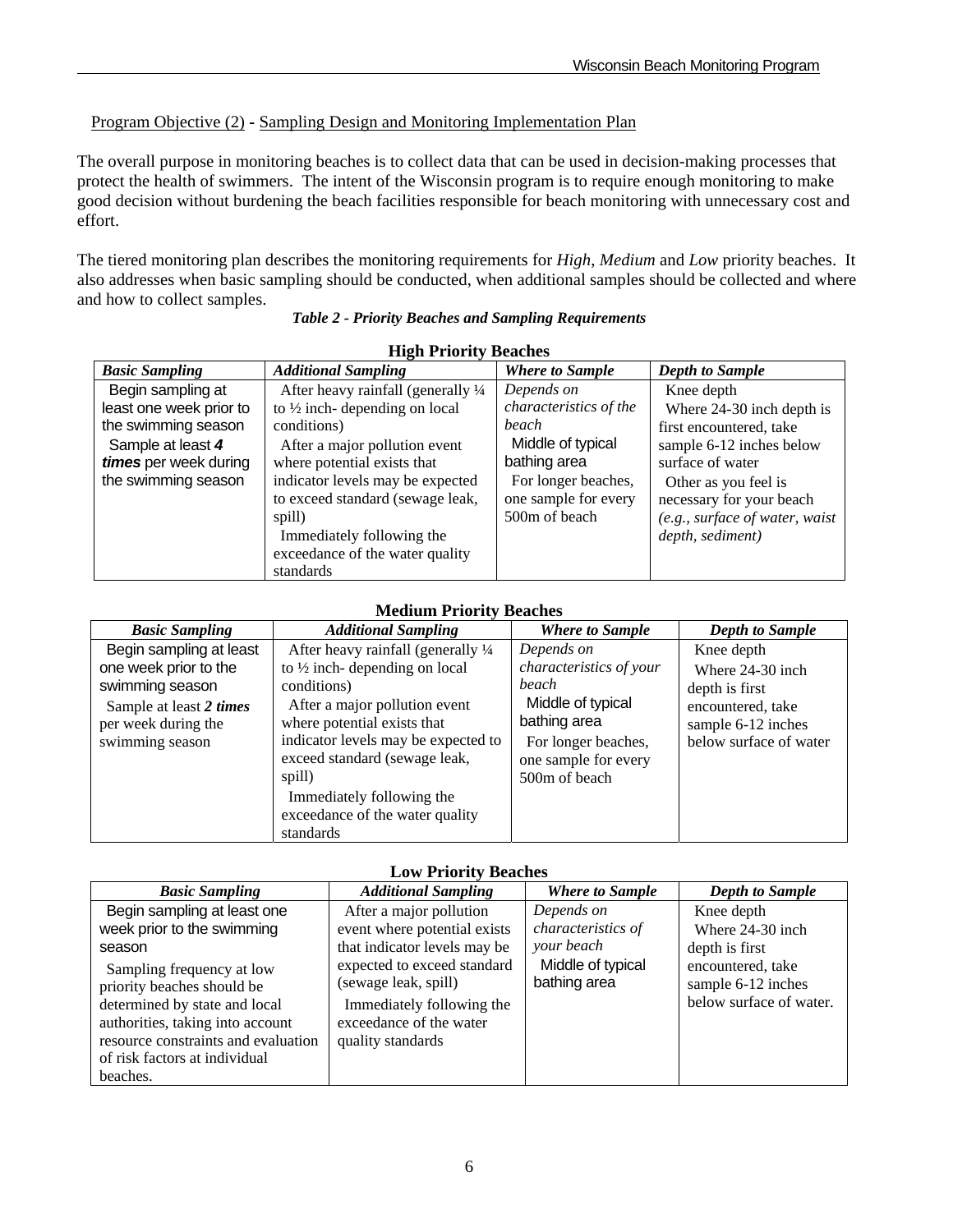Program Objective (2) - Sampling Design and Monitoring Implementation Plan

The overall purpose in monitoring beaches is to collect data that can be used in decision-making processes that protect the health of swimmers. The intent of the Wisconsin program is to require enough monitoring to make good decision without burdening the beach facilities responsible for beach monitoring with unnecessary cost and effort.

The tiered monitoring plan describes the monitoring requirements for *High*, *Medium* and *Low* priority beaches. It also addresses when basic sampling should be conducted, when additional samples should be collected and where and how to collect samples.

***Table 2 - Priority Beaches and Sampling Requirements***

**High Priority Beaches**

| *Basic Sampling* | *Additional Sampling* | *Where to Sample* | *Depth to Sample* |
|---|---|---|---|
| Begin sampling at least one week prior to the swimming season<br>Sample at least ***4 times*** per week during the swimming season | After heavy rainfall (generally ¼ to ½ inch- depending on local conditions)<br>After a major pollution event where potential exists that indicator levels may be expected to exceed standard (sewage leak, spill)<br>Immediately following the exceedance of the water quality standards | *Depends on characteristics of the beach*<br>Middle of typical bathing area<br>For longer beaches, one sample for every 500m of beach | Knee depth<br>Where 24-30 inch depth is first encountered, take sample 6-12 inches below surface of water<br>Other as you feel is necessary for your beach *(e.g., surface of water, waist depth, sediment)* |

**Medium Priority Beaches**

| *Basic Sampling* | *Additional Sampling* | *Where to Sample* | *Depth to Sample* |
|---|---|---|---|
| Begin sampling at least one week prior to the swimming season<br>Sample at least ***2 times*** per week during the swimming season | After heavy rainfall (generally ¼ to ½ inch- depending on local conditions)<br>After a major pollution event where potential exists that indicator levels may be expected to exceed standard (sewage leak, spill)<br>Immediately following the exceedance of the water quality standards | *Depends on characteristics of your beach*<br>Middle of typical bathing area<br>For longer beaches, one sample for every 500m of beach | Knee depth<br>Where 24-30 inch depth is first encountered, take sample 6-12 inches below surface of water |

**Low Priority Beaches**

| *Basic Sampling* | *Additional Sampling* | *Where to Sample* | *Depth to Sample* |
|---|---|---|---|
| Begin sampling at least one week prior to the swimming season<br>Sampling frequency at low priority beaches should be determined by state and local authorities, taking into account resource constraints and evaluation of risk factors at individual beaches. | After a major pollution event where potential exists that indicator levels may be expected to exceed standard (sewage leak, spill)<br>Immediately following the exceedance of the water quality standards | *Depends on characteristics of your beach*<br>Middle of typical bathing area | Knee depth<br>Where 24-30 inch depth is first encountered, take sample 6-12 inches below surface of water. |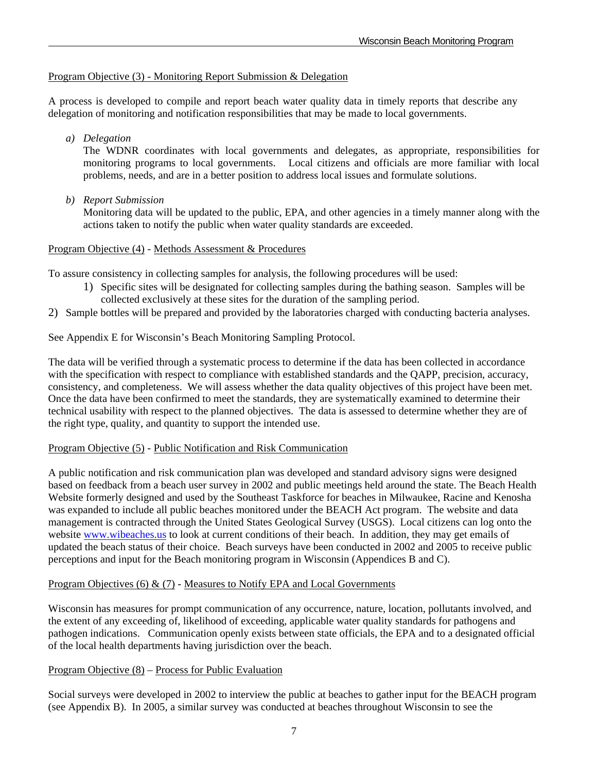Program Objective (3) - Monitoring Report Submission & Delegation

A process is developed to compile and report beach water quality data in timely reports that describe any delegation of monitoring and notification responsibilities that may be made to local governments.

a) *Delegation*

   The WDNR coordinates with local governments and delegates, as appropriate, responsibilities for monitoring programs to local governments. Local citizens and officials are more familiar with local problems, needs, and are in a better position to address local issues and formulate solutions.

b) *Report Submission*

   Monitoring data will be updated to the public, EPA, and other agencies in a timely manner along with the actions taken to notify the public when water quality standards are exceeded.

Program Objective (4) - Methods Assessment & Procedures

To assure consistency in collecting samples for analysis, the following procedures will be used:

1) Specific sites will be designated for collecting samples during the bathing season. Samples will be collected exclusively at these sites for the duration of the sampling period.
2) Sample bottles will be prepared and provided by the laboratories charged with conducting bacteria analyses.

See Appendix E for Wisconsin's Beach Monitoring Sampling Protocol.

The data will be verified through a systematic process to determine if the data has been collected in accordance with the specification with respect to compliance with established standards and the QAPP, precision, accuracy, consistency, and completeness. We will assess whether the data quality objectives of this project have been met. Once the data have been confirmed to meet the standards, they are systematically examined to determine their technical usability with respect to the planned objectives. The data is assessed to determine whether they are of the right type, quality, and quantity to support the intended use.

Program Objective (5) - Public Notification and Risk Communication

A public notification and risk communication plan was developed and standard advisory signs were designed based on feedback from a beach user survey in 2002 and public meetings held around the state. The Beach Health Website formerly designed and used by the Southeast Taskforce for beaches in Milwaukee, Racine and Kenosha was expanded to include all public beaches monitored under the BEACH Act program. The website and data management is contracted through the United States Geological Survey (USGS). Local citizens can log onto the website www.wibeaches.us to look at current conditions of their beach. In addition, they may get emails of updated the beach status of their choice. Beach surveys have been conducted in 2002 and 2005 to receive public perceptions and input for the Beach monitoring program in Wisconsin (Appendices B and C).

Program Objectives (6) & (7) - Measures to Notify EPA and Local Governments

Wisconsin has measures for prompt communication of any occurrence, nature, location, pollutants involved, and the extent of any exceeding of, likelihood of exceeding, applicable water quality standards for pathogens and pathogen indications. Communication openly exists between state officials, the EPA and to a designated official of the local health departments having jurisdiction over the beach.

Program Objective (8) – Process for Public Evaluation

Social surveys were developed in 2002 to interview the public at beaches to gather input for the BEACH program (see Appendix B). In 2005, a similar survey was conducted at beaches throughout Wisconsin to see the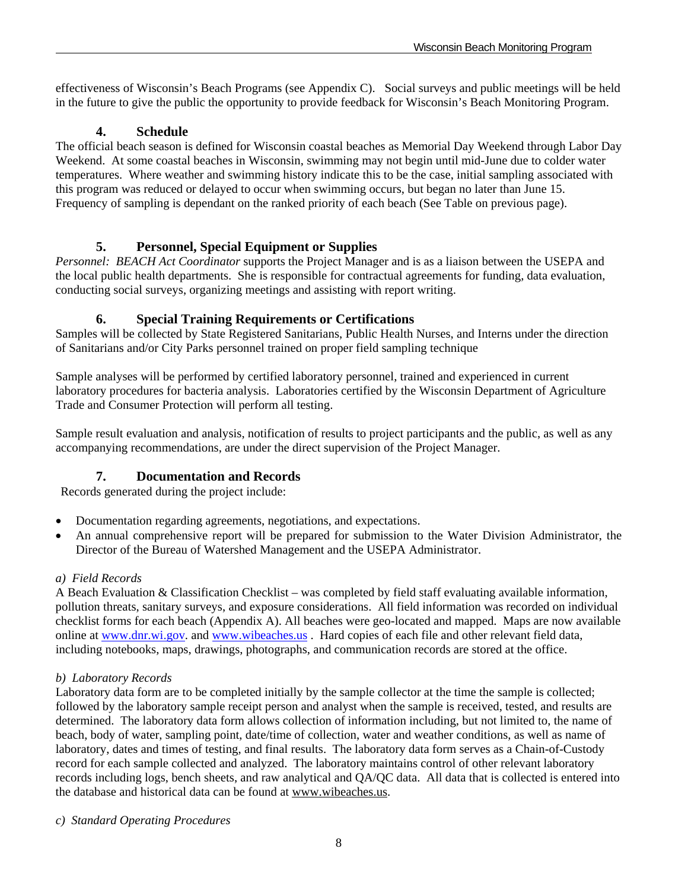effectiveness of Wisconsin's Beach Programs (see Appendix C). Social surveys and public meetings will be held in the future to give the public the opportunity to provide feedback for Wisconsin's Beach Monitoring Program.

### 4. Schedule

The official beach season is defined for Wisconsin coastal beaches as Memorial Day Weekend through Labor Day Weekend. At some coastal beaches in Wisconsin, swimming may not begin until mid-June due to colder water temperatures. Where weather and swimming history indicate this to be the case, initial sampling associated with this program was reduced or delayed to occur when swimming occurs, but began no later than June 15. Frequency of sampling is dependant on the ranked priority of each beach (See Table on previous page).

### 5. Personnel, Special Equipment or Supplies

*Personnel: BEACH Act Coordinator* supports the Project Manager and is as a liaison between the USEPA and the local public health departments. She is responsible for contractual agreements for funding, data evaluation, conducting social surveys, organizing meetings and assisting with report writing.

### 6. Special Training Requirements or Certifications

Samples will be collected by State Registered Sanitarians, Public Health Nurses, and Interns under the direction of Sanitarians and/or City Parks personnel trained on proper field sampling technique

Sample analyses will be performed by certified laboratory personnel, trained and experienced in current laboratory procedures for bacteria analysis. Laboratories certified by the Wisconsin Department of Agriculture Trade and Consumer Protection will perform all testing.

Sample result evaluation and analysis, notification of results to project participants and the public, as well as any accompanying recommendations, are under the direct supervision of the Project Manager.

### 7. Documentation and Records

Records generated during the project include:

- Documentation regarding agreements, negotiations, and expectations.
- An annual comprehensive report will be prepared for submission to the Water Division Administrator, the Director of the Bureau of Watershed Management and the USEPA Administrator.

*a) Field Records*

A Beach Evaluation & Classification Checklist – was completed by field staff evaluating available information, pollution threats, sanitary surveys, and exposure considerations. All field information was recorded on individual checklist forms for each beach (Appendix A). All beaches were geo-located and mapped. Maps are now available online at www.dnr.wi.gov. and www.wibeaches.us . Hard copies of each file and other relevant field data, including notebooks, maps, drawings, photographs, and communication records are stored at the office.

*b) Laboratory Records*

Laboratory data form are to be completed initially by the sample collector at the time the sample is collected; followed by the laboratory sample receipt person and analyst when the sample is received, tested, and results are determined. The laboratory data form allows collection of information including, but not limited to, the name of beach, body of water, sampling point, date/time of collection, water and weather conditions, as well as name of laboratory, dates and times of testing, and final results. The laboratory data form serves as a Chain-of-Custody record for each sample collected and analyzed. The laboratory maintains control of other relevant laboratory records including logs, bench sheets, and raw analytical and QA/QC data. All data that is collected is entered into the database and historical data can be found at www.wibeaches.us.

*c) Standard Operating Procedures*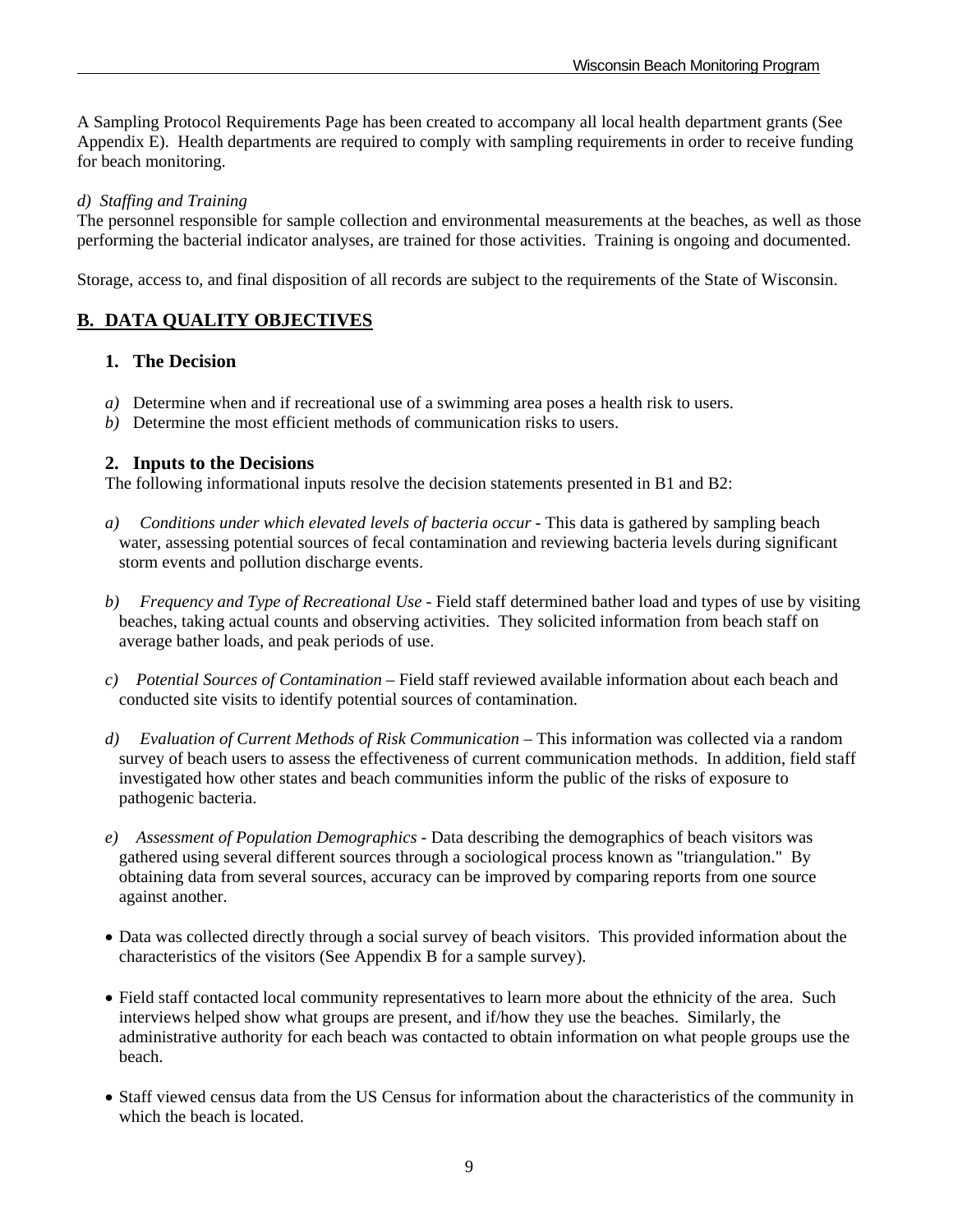A Sampling Protocol Requirements Page has been created to accompany all local health department grants (See Appendix E). Health departments are required to comply with sampling requirements in order to receive funding for beach monitoring.

*d) Staffing and Training*

The personnel responsible for sample collection and environmental measurements at the beaches, as well as those performing the bacterial indicator analyses, are trained for those activities. Training is ongoing and documented.

Storage, access to, and final disposition of all records are subject to the requirements of the State of Wisconsin.

## B. DATA QUALITY OBJECTIVES

### 1. The Decision

*a)* Determine when and if recreational use of a swimming area poses a health risk to users.

*b)* Determine the most efficient methods of communication risks to users.

### 2. Inputs to the Decisions

The following informational inputs resolve the decision statements presented in B1 and B2:

*a) Conditions under which elevated levels of bacteria occur* - This data is gathered by sampling beach water, assessing potential sources of fecal contamination and reviewing bacteria levels during significant storm events and pollution discharge events.

*b) Frequency and Type of Recreational Use* - Field staff determined bather load and types of use by visiting beaches, taking actual counts and observing activities. They solicited information from beach staff on average bather loads, and peak periods of use.

*c) Potential Sources of Contamination* – Field staff reviewed available information about each beach and conducted site visits to identify potential sources of contamination.

*d) Evaluation of Current Methods of Risk Communication* – This information was collected via a random survey of beach users to assess the effectiveness of current communication methods. In addition, field staff investigated how other states and beach communities inform the public of the risks of exposure to pathogenic bacteria.

*e) Assessment of Population Demographics* - Data describing the demographics of beach visitors was gathered using several different sources through a sociological process known as "triangulation." By obtaining data from several sources, accuracy can be improved by comparing reports from one source against another.

- Data was collected directly through a social survey of beach visitors. This provided information about the characteristics of the visitors (See Appendix B for a sample survey).

- Field staff contacted local community representatives to learn more about the ethnicity of the area. Such interviews helped show what groups are present, and if/how they use the beaches. Similarly, the administrative authority for each beach was contacted to obtain information on what people groups use the beach.

- Staff viewed census data from the US Census for information about the characteristics of the community in which the beach is located.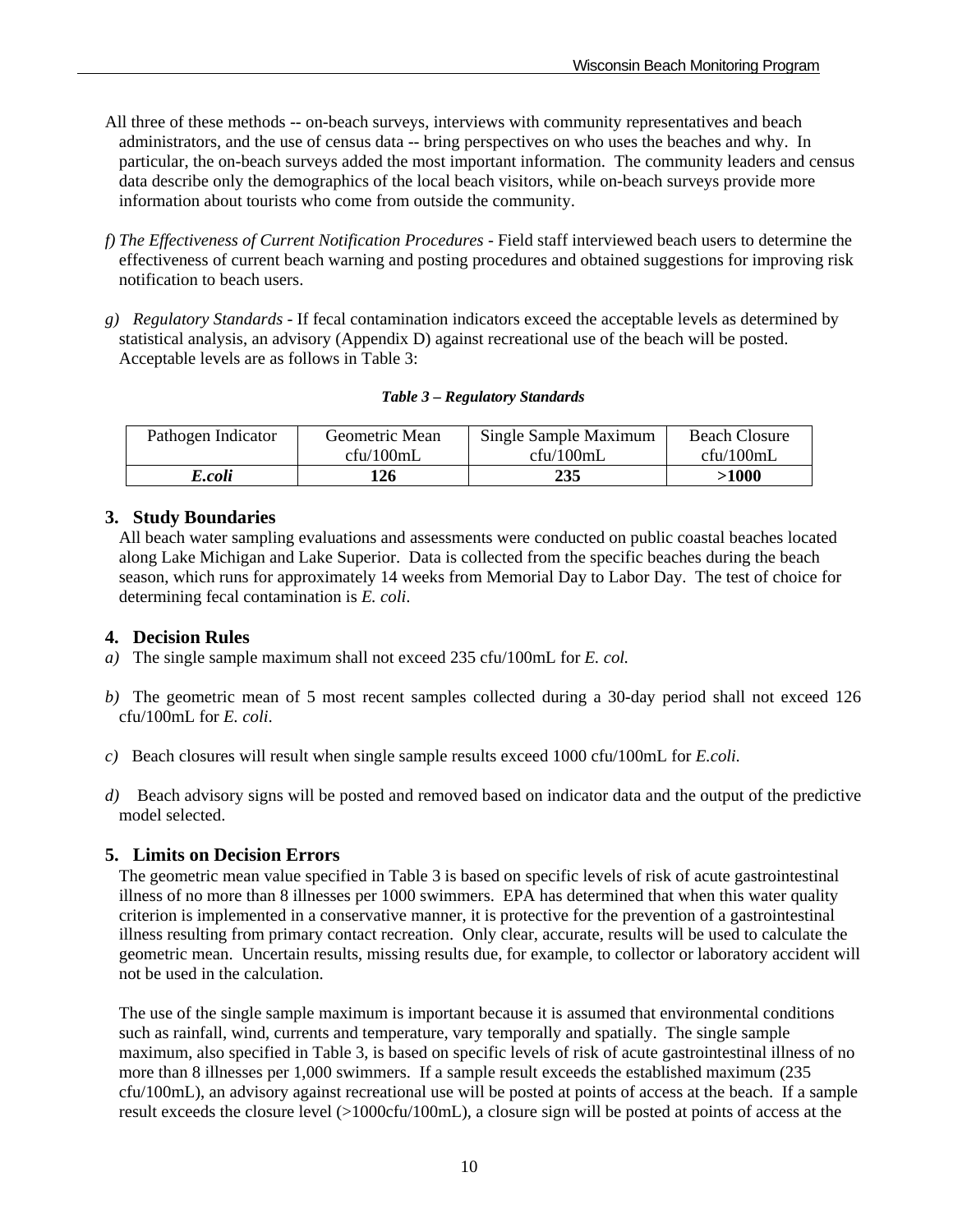All three of these methods -- on-beach surveys, interviews with community representatives and beach administrators, and the use of census data -- bring perspectives on who uses the beaches and why. In particular, the on-beach surveys added the most important information. The community leaders and census data describe only the demographics of the local beach visitors, while on-beach surveys provide more information about tourists who come from outside the community.

f) *The Effectiveness of Current Notification Procedures* - Field staff interviewed beach users to determine the effectiveness of current beach warning and posting procedures and obtained suggestions for improving risk notification to beach users.

g) *Regulatory Standards* - If fecal contamination indicators exceed the acceptable levels as determined by statistical analysis, an advisory (Appendix D) against recreational use of the beach will be posted. Acceptable levels are as follows in Table 3:

***Table 3 – Regulatory Standards***

| Pathogen Indicator | Geometric Mean cfu/100mL | Single Sample Maximum cfu/100mL | Beach Closure cfu/100mL |
|---|---|---|---|
| ***E.coli*** | **126** | **235** | **>1000** |

## 3. Study Boundaries

All beach water sampling evaluations and assessments were conducted on public coastal beaches located along Lake Michigan and Lake Superior. Data is collected from the specific beaches during the beach season, which runs for approximately 14 weeks from Memorial Day to Labor Day. The test of choice for determining fecal contamination is *E. coli*.

## 4. Decision Rules

*a)* The single sample maximum shall not exceed 235 cfu/100mL for *E. col.*

*b)* The geometric mean of 5 most recent samples collected during a 30-day period shall not exceed 126 cfu/100mL for *E. coli*.

*c)* Beach closures will result when single sample results exceed 1000 cfu/100mL for *E.coli*.

*d)* Beach advisory signs will be posted and removed based on indicator data and the output of the predictive model selected.

## 5. Limits on Decision Errors

The geometric mean value specified in Table 3 is based on specific levels of risk of acute gastrointestinal illness of no more than 8 illnesses per 1000 swimmers. EPA has determined that when this water quality criterion is implemented in a conservative manner, it is protective for the prevention of a gastrointestinal illness resulting from primary contact recreation. Only clear, accurate, results will be used to calculate the geometric mean. Uncertain results, missing results due, for example, to collector or laboratory accident will not be used in the calculation.

The use of the single sample maximum is important because it is assumed that environmental conditions such as rainfall, wind, currents and temperature, vary temporally and spatially. The single sample maximum, also specified in Table 3, is based on specific levels of risk of acute gastrointestinal illness of no more than 8 illnesses per 1,000 swimmers. If a sample result exceeds the established maximum (235 cfu/100mL), an advisory against recreational use will be posted at points of access at the beach. If a sample result exceeds the closure level (>1000cfu/100mL), a closure sign will be posted at points of access at the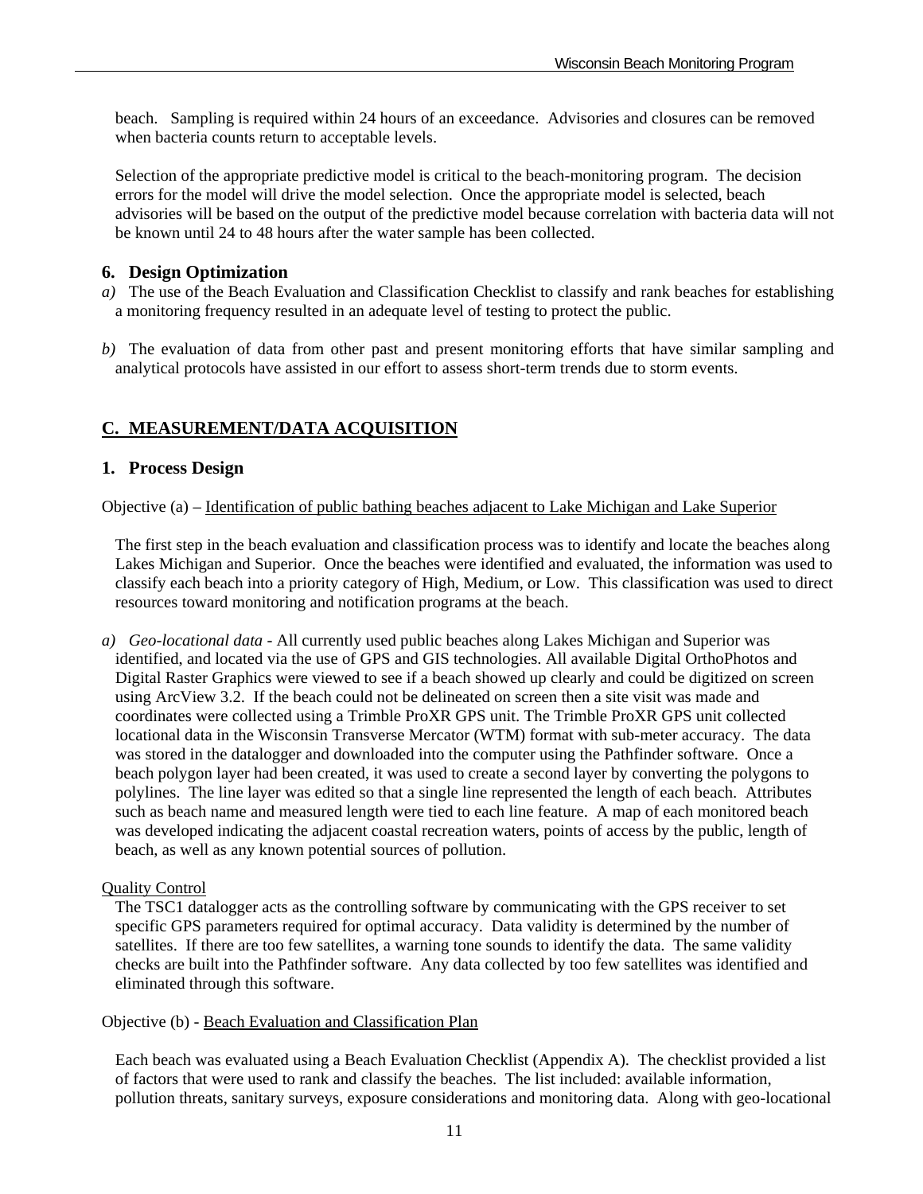beach. Sampling is required within 24 hours of an exceedance. Advisories and closures can be removed when bacteria counts return to acceptable levels.

Selection of the appropriate predictive model is critical to the beach-monitoring program. The decision errors for the model will drive the model selection. Once the appropriate model is selected, beach advisories will be based on the output of the predictive model because correlation with bacteria data will not be known until 24 to 48 hours after the water sample has been collected.

### 6. Design Optimization

*a)* The use of the Beach Evaluation and Classification Checklist to classify and rank beaches for establishing a monitoring frequency resulted in an adequate level of testing to protect the public.

*b)* The evaluation of data from other past and present monitoring efforts that have similar sampling and analytical protocols have assisted in our effort to assess short-term trends due to storm events.

## C. MEASUREMENT/DATA ACQUISITION

### 1. Process Design

Objective (a) – Identification of public bathing beaches adjacent to Lake Michigan and Lake Superior

The first step in the beach evaluation and classification process was to identify and locate the beaches along Lakes Michigan and Superior. Once the beaches were identified and evaluated, the information was used to classify each beach into a priority category of High, Medium, or Low. This classification was used to direct resources toward monitoring and notification programs at the beach.

*a)* *Geo-locational data* - All currently used public beaches along Lakes Michigan and Superior was identified, and located via the use of GPS and GIS technologies. All available Digital OrthoPhotos and Digital Raster Graphics were viewed to see if a beach showed up clearly and could be digitized on screen using ArcView 3.2. If the beach could not be delineated on screen then a site visit was made and coordinates were collected using a Trimble ProXR GPS unit. The Trimble ProXR GPS unit collected locational data in the Wisconsin Transverse Mercator (WTM) format with sub-meter accuracy. The data was stored in the datalogger and downloaded into the computer using the Pathfinder software. Once a beach polygon layer had been created, it was used to create a second layer by converting the polygons to polylines. The line layer was edited so that a single line represented the length of each beach. Attributes such as beach name and measured length were tied to each line feature. A map of each monitored beach was developed indicating the adjacent coastal recreation waters, points of access by the public, length of beach, as well as any known potential sources of pollution.

Quality Control

The TSC1 datalogger acts as the controlling software by communicating with the GPS receiver to set specific GPS parameters required for optimal accuracy. Data validity is determined by the number of satellites. If there are too few satellites, a warning tone sounds to identify the data. The same validity checks are built into the Pathfinder software. Any data collected by too few satellites was identified and eliminated through this software.

Objective (b) - Beach Evaluation and Classification Plan

Each beach was evaluated using a Beach Evaluation Checklist (Appendix A). The checklist provided a list of factors that were used to rank and classify the beaches. The list included: available information, pollution threats, sanitary surveys, exposure considerations and monitoring data. Along with geo-locational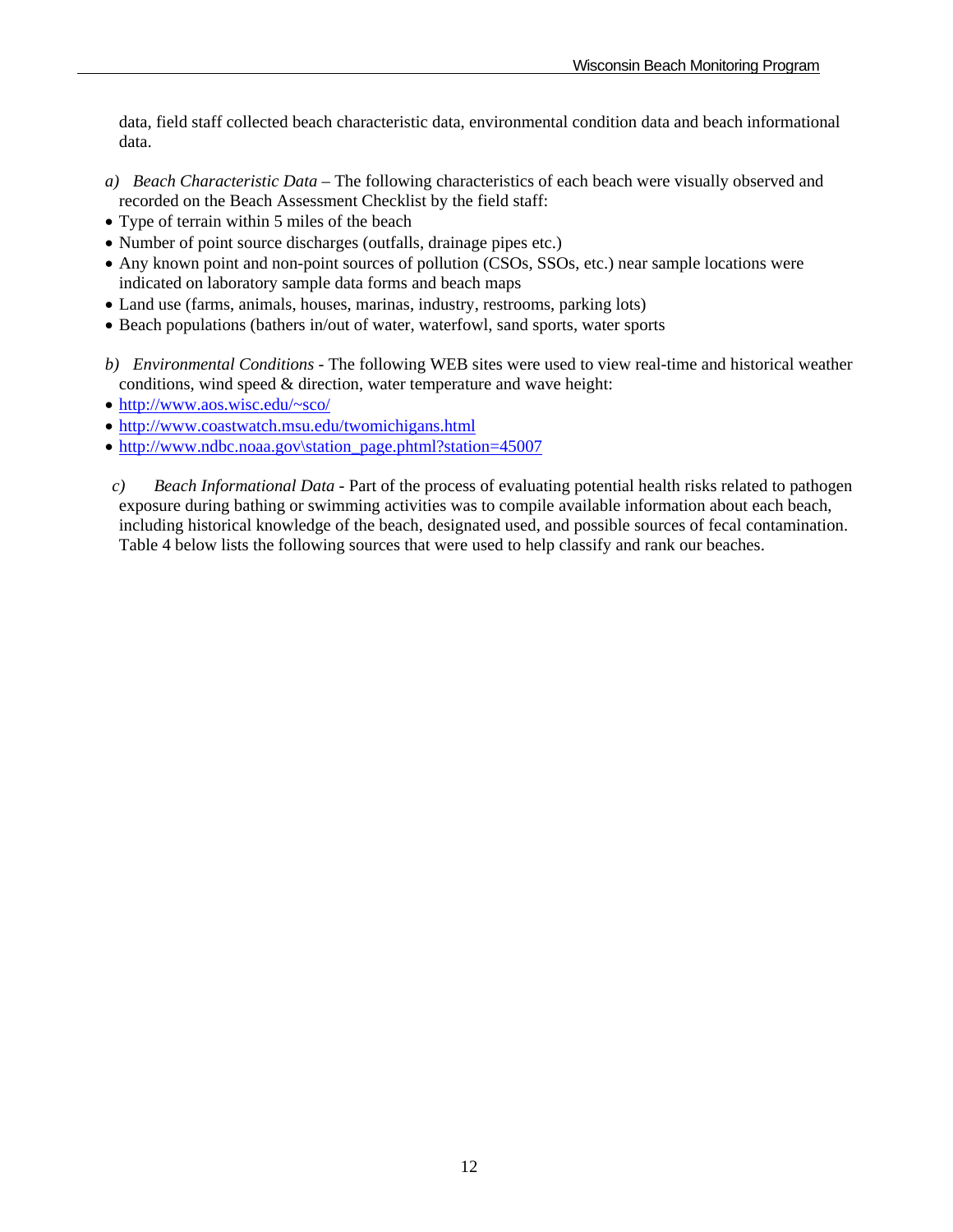data, field staff collected beach characteristic data, environmental condition data and beach informational data.

a) *Beach Characteristic Data* – The following characteristics of each beach were visually observed and recorded on the Beach Assessment Checklist by the field staff:

- Type of terrain within 5 miles of the beach
- Number of point source discharges (outfalls, drainage pipes etc.)
- Any known point and non-point sources of pollution (CSOs, SSOs, etc.) near sample locations were indicated on laboratory sample data forms and beach maps
- Land use (farms, animals, houses, marinas, industry, restrooms, parking lots)
- Beach populations (bathers in/out of water, waterfowl, sand sports, water sports

b) *Environmental Conditions* - The following WEB sites were used to view real-time and historical weather conditions, wind speed & direction, water temperature and wave height:

- http://www.aos.wisc.edu/~sco/
- http://www.coastwatch.msu.edu/twomichigans.html
- http://www.ndbc.noaa.gov\station_page.phtml?station=45007

c) *Beach Informational Data* - Part of the process of evaluating potential health risks related to pathogen exposure during bathing or swimming activities was to compile available information about each beach, including historical knowledge of the beach, designated used, and possible sources of fecal contamination. Table 4 below lists the following sources that were used to help classify and rank our beaches.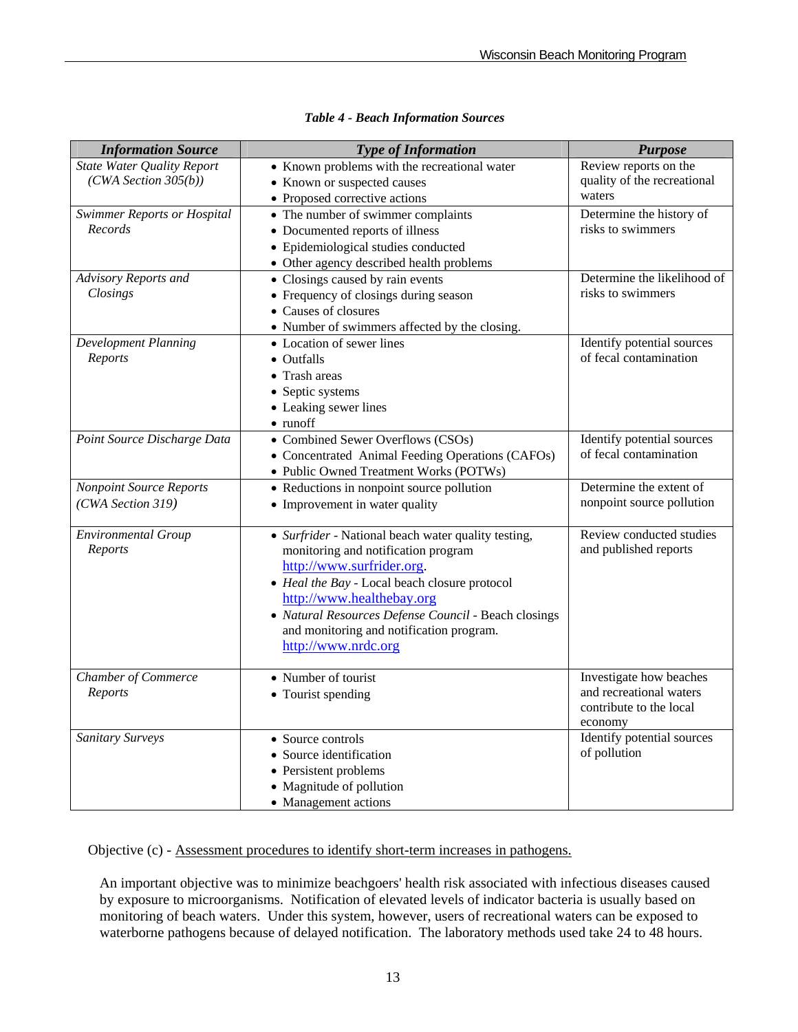*Table 4 - Beach Information Sources*

| ***Information Source*** | ***Type of Information*** | ***Purpose*** |
|---|---|---|
| *State Water Quality Report (CWA Section 305(b))* | • Known problems with the recreational water<br>• Known or suspected causes<br>• Proposed corrective actions | Review reports on the quality of the recreational waters |
| *Swimmer Reports or Hospital Records* | • The number of swimmer complaints<br>• Documented reports of illness<br>• Epidemiological studies conducted<br>• Other agency described health problems | Determine the history of risks to swimmers |
| *Advisory Reports and Closings* | • Closings caused by rain events<br>• Frequency of closings during season<br>• Causes of closures<br>• Number of swimmers affected by the closing. | Determine the likelihood of risks to swimmers |
| *Development Planning Reports* | • Location of sewer lines<br>• Outfalls<br>• Trash areas<br>• Septic systems<br>• Leaking sewer lines<br>• runoff | Identify potential sources of fecal contamination |
| *Point Source Discharge Data* | • Combined Sewer Overflows (CSOs)<br>• Concentrated Animal Feeding Operations (CAFOs)<br>• Public Owned Treatment Works (POTWs) | Identify potential sources of fecal contamination |
| *Nonpoint Source Reports (CWA Section 319)* | • Reductions in nonpoint source pollution<br>• Improvement in water quality | Determine the extent of nonpoint source pollution |
| *Environmental Group Reports* | • *Surfrider* - National beach water quality testing, monitoring and notification program http://www.surfrider.org.<br>• *Heal the Bay* - Local beach closure protocol http://www.healthebay.org<br>• *Natural Resources Defense Council* - Beach closings and monitoring and notification program. http://www.nrdc.org | Review conducted studies and published reports |
| *Chamber of Commerce Reports* | • Number of tourist<br>• Tourist spending | Investigate how beaches and recreational waters contribute to the local economy |
| *Sanitary Surveys* | • Source controls<br>• Source identification<br>• Persistent problems<br>• Magnitude of pollution<br>• Management actions | Identify potential sources of pollution |

Objective (c) - Assessment procedures to identify short-term increases in pathogens.

An important objective was to minimize beachgoers' health risk associated with infectious diseases caused by exposure to microorganisms. Notification of elevated levels of indicator bacteria is usually based on monitoring of beach waters. Under this system, however, users of recreational waters can be exposed to waterborne pathogens because of delayed notification. The laboratory methods used take 24 to 48 hours.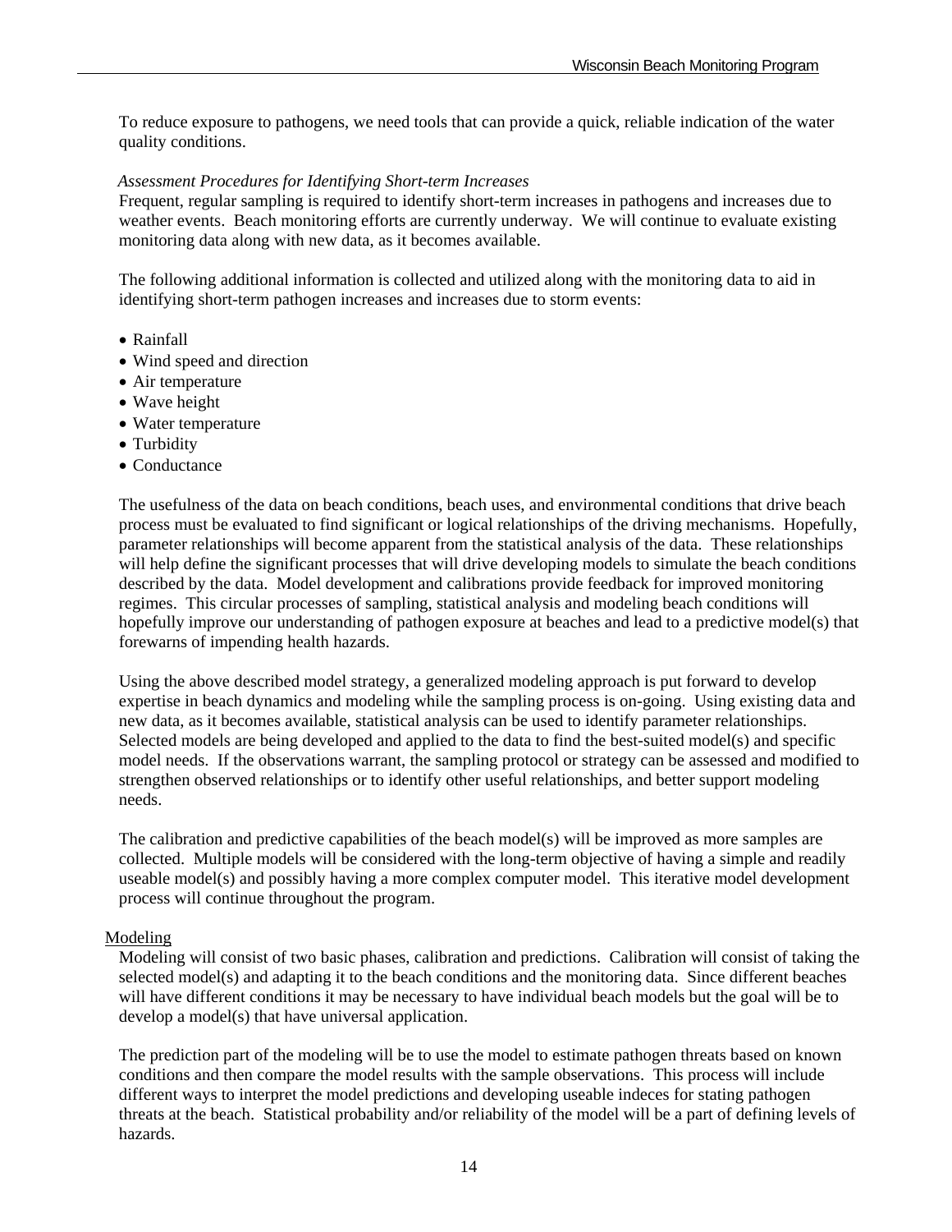To reduce exposure to pathogens, we need tools that can provide a quick, reliable indication of the water quality conditions.

*Assessment Procedures for Identifying Short-term Increases*

Frequent, regular sampling is required to identify short-term increases in pathogens and increases due to weather events. Beach monitoring efforts are currently underway. We will continue to evaluate existing monitoring data along with new data, as it becomes available.

The following additional information is collected and utilized along with the monitoring data to aid in identifying short-term pathogen increases and increases due to storm events:

- Rainfall
- Wind speed and direction
- Air temperature
- Wave height
- Water temperature
- Turbidity
- Conductance

The usefulness of the data on beach conditions, beach uses, and environmental conditions that drive beach process must be evaluated to find significant or logical relationships of the driving mechanisms. Hopefully, parameter relationships will become apparent from the statistical analysis of the data. These relationships will help define the significant processes that will drive developing models to simulate the beach conditions described by the data. Model development and calibrations provide feedback for improved monitoring regimes. This circular processes of sampling, statistical analysis and modeling beach conditions will hopefully improve our understanding of pathogen exposure at beaches and lead to a predictive model(s) that forewarns of impending health hazards.

Using the above described model strategy, a generalized modeling approach is put forward to develop expertise in beach dynamics and modeling while the sampling process is on-going. Using existing data and new data, as it becomes available, statistical analysis can be used to identify parameter relationships. Selected models are being developed and applied to the data to find the best-suited model(s) and specific model needs. If the observations warrant, the sampling protocol or strategy can be assessed and modified to strengthen observed relationships or to identify other useful relationships, and better support modeling needs.

The calibration and predictive capabilities of the beach model(s) will be improved as more samples are collected. Multiple models will be considered with the long-term objective of having a simple and readily useable model(s) and possibly having a more complex computer model. This iterative model development process will continue throughout the program.

Modeling

Modeling will consist of two basic phases, calibration and predictions. Calibration will consist of taking the selected model(s) and adapting it to the beach conditions and the monitoring data. Since different beaches will have different conditions it may be necessary to have individual beach models but the goal will be to develop a model(s) that have universal application.

The prediction part of the modeling will be to use the model to estimate pathogen threats based on known conditions and then compare the model results with the sample observations. This process will include different ways to interpret the model predictions and developing useable indeces for stating pathogen threats at the beach. Statistical probability and/or reliability of the model will be a part of defining levels of hazards.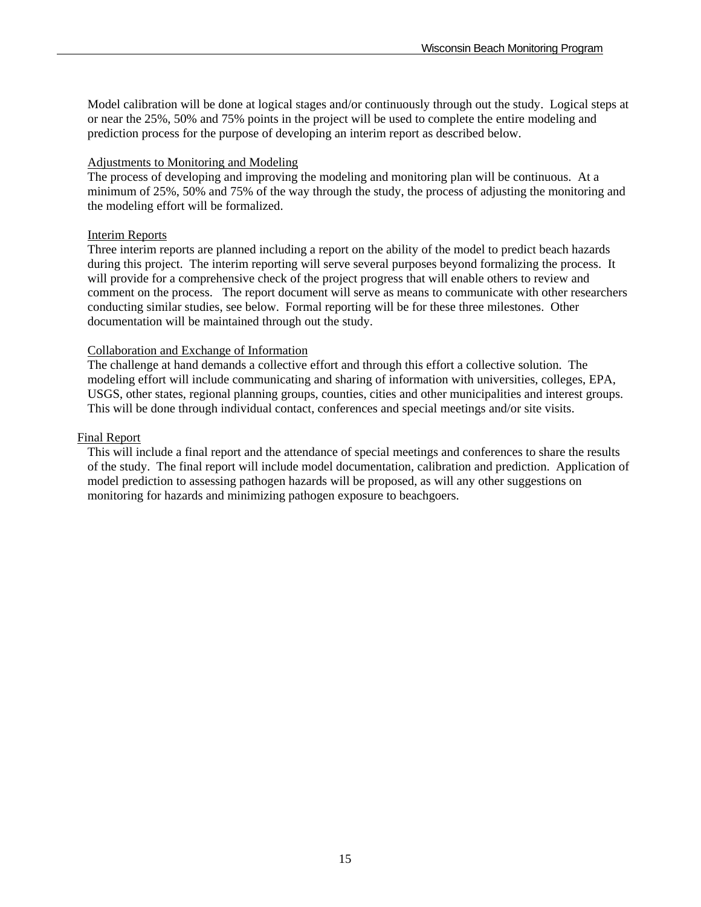Model calibration will be done at logical stages and/or continuously through out the study. Logical steps at or near the 25%, 50% and 75% points in the project will be used to complete the entire modeling and prediction process for the purpose of developing an interim report as described below.

<u>Adjustments to Monitoring and Modeling</u>

The process of developing and improving the modeling and monitoring plan will be continuous. At a minimum of 25%, 50% and 75% of the way through the study, the process of adjusting the monitoring and the modeling effort will be formalized.

<u>Interim Reports</u>

Three interim reports are planned including a report on the ability of the model to predict beach hazards during this project. The interim reporting will serve several purposes beyond formalizing the process. It will provide for a comprehensive check of the project progress that will enable others to review and comment on the process. The report document will serve as means to communicate with other researchers conducting similar studies, see below. Formal reporting will be for these three milestones. Other documentation will be maintained through out the study.

<u>Collaboration and Exchange of Information</u>

The challenge at hand demands a collective effort and through this effort a collective solution. The modeling effort will include communicating and sharing of information with universities, colleges, EPA, USGS, other states, regional planning groups, counties, cities and other municipalities and interest groups. This will be done through individual contact, conferences and special meetings and/or site visits.

<u>Final Report</u>

This will include a final report and the attendance of special meetings and conferences to share the results of the study. The final report will include model documentation, calibration and prediction. Application of model prediction to assessing pathogen hazards will be proposed, as will any other suggestions on monitoring for hazards and minimizing pathogen exposure to beachgoers.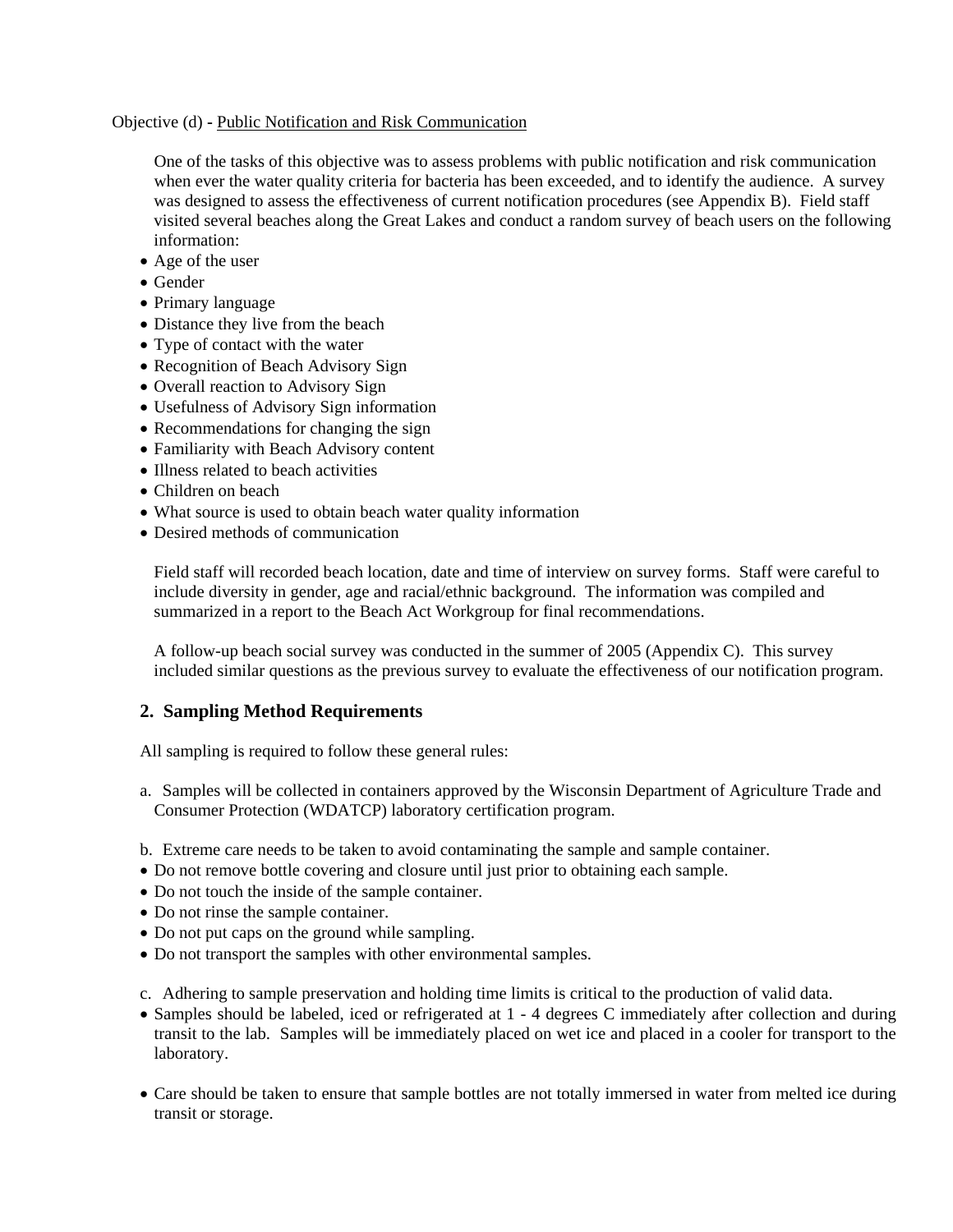Objective (d) - Public Notification and Risk Communication

One of the tasks of this objective was to assess problems with public notification and risk communication when ever the water quality criteria for bacteria has been exceeded, and to identify the audience. A survey was designed to assess the effectiveness of current notification procedures (see Appendix B). Field staff visited several beaches along the Great Lakes and conduct a random survey of beach users on the following information:

- Age of the user
- Gender
- Primary language
- Distance they live from the beach
- Type of contact with the water
- Recognition of Beach Advisory Sign
- Overall reaction to Advisory Sign
- Usefulness of Advisory Sign information
- Recommendations for changing the sign
- Familiarity with Beach Advisory content
- Illness related to beach activities
- Children on beach
- What source is used to obtain beach water quality information
- Desired methods of communication

Field staff will recorded beach location, date and time of interview on survey forms. Staff were careful to include diversity in gender, age and racial/ethnic background. The information was compiled and summarized in a report to the Beach Act Workgroup for final recommendations.

A follow-up beach social survey was conducted in the summer of 2005 (Appendix C). This survey included similar questions as the previous survey to evaluate the effectiveness of our notification program.

## 2. Sampling Method Requirements

All sampling is required to follow these general rules:

a. Samples will be collected in containers approved by the Wisconsin Department of Agriculture Trade and Consumer Protection (WDATCP) laboratory certification program.

b. Extreme care needs to be taken to avoid contaminating the sample and sample container.

- Do not remove bottle covering and closure until just prior to obtaining each sample.
- Do not touch the inside of the sample container.
- Do not rinse the sample container.
- Do not put caps on the ground while sampling.
- Do not transport the samples with other environmental samples.

c. Adhering to sample preservation and holding time limits is critical to the production of valid data.

- Samples should be labeled, iced or refrigerated at 1 - 4 degrees C immediately after collection and during transit to the lab. Samples will be immediately placed on wet ice and placed in a cooler for transport to the laboratory.

- Care should be taken to ensure that sample bottles are not totally immersed in water from melted ice during transit or storage.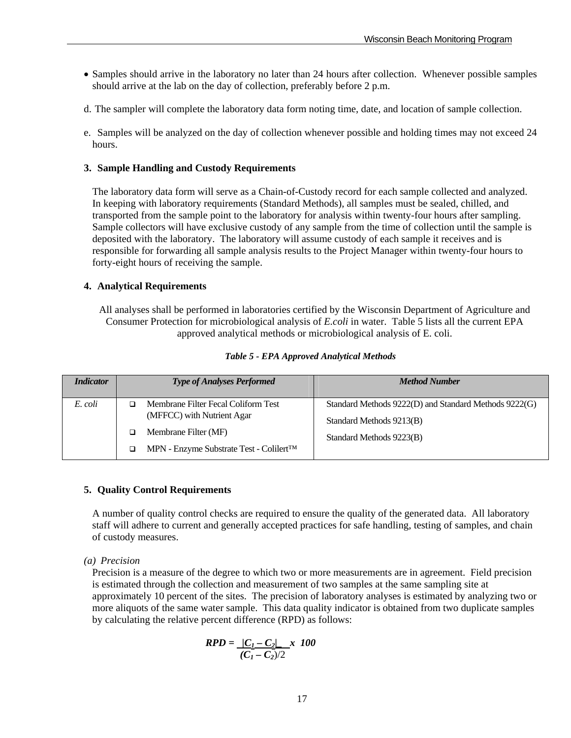- Samples should arrive in the laboratory no later than 24 hours after collection. Whenever possible samples should arrive at the lab on the day of collection, preferably before 2 p.m.

d. The sampler will complete the laboratory data form noting time, date, and location of sample collection.

e. Samples will be analyzed on the day of collection whenever possible and holding times may not exceed 24 hours.

### 3. Sample Handling and Custody Requirements

The laboratory data form will serve as a Chain-of-Custody record for each sample collected and analyzed. In keeping with laboratory requirements (Standard Methods), all samples must be sealed, chilled, and transported from the sample point to the laboratory for analysis within twenty-four hours after sampling. Sample collectors will have exclusive custody of any sample from the time of collection until the sample is deposited with the laboratory. The laboratory will assume custody of each sample it receives and is responsible for forwarding all sample analysis results to the Project Manager within twenty-four hours to forty-eight hours of receiving the sample.

### 4. Analytical Requirements

All analyses shall be performed in laboratories certified by the Wisconsin Department of Agriculture and Consumer Protection for microbiological analysis of *E.coli* in water. Table 5 lists all the current EPA approved analytical methods or microbiological analysis of E. coli.

***Table 5 - EPA Approved Analytical Methods***

| *Indicator* | *Type of Analyses Performed* | *Method Number* |
|---|---|---|
| *E. coli* | ❑ Membrane Filter Fecal Coliform Test (MFFCC) with Nutrient Agar<br>❑ Membrane Filter (MF)<br>❑ MPN - Enzyme Substrate Test - Colilert™ | Standard Methods 9222(D) and Standard Methods 9222(G)<br>Standard Methods 9213(B)<br>Standard Methods 9223(B) |

### 5. Quality Control Requirements

A number of quality control checks are required to ensure the quality of the generated data. All laboratory staff will adhere to current and generally accepted practices for safe handling, testing of samples, and chain of custody measures.

*(a) Precision*

Precision is a measure of the degree to which two or more measurements are in agreement. Field precision is estimated through the collection and measurement of two samples at the same sampling site at approximately 10 percent of the sites. The precision of laboratory analyses is estimated by analyzing two or more aliquots of the same water sample. This data quality indicator is obtained from two duplicate samples by calculating the relative percent difference (RPD) as follows:

$$RPD = \frac{|C_1 - C_2|}{(C_1 - C_2)/2} \times 100$$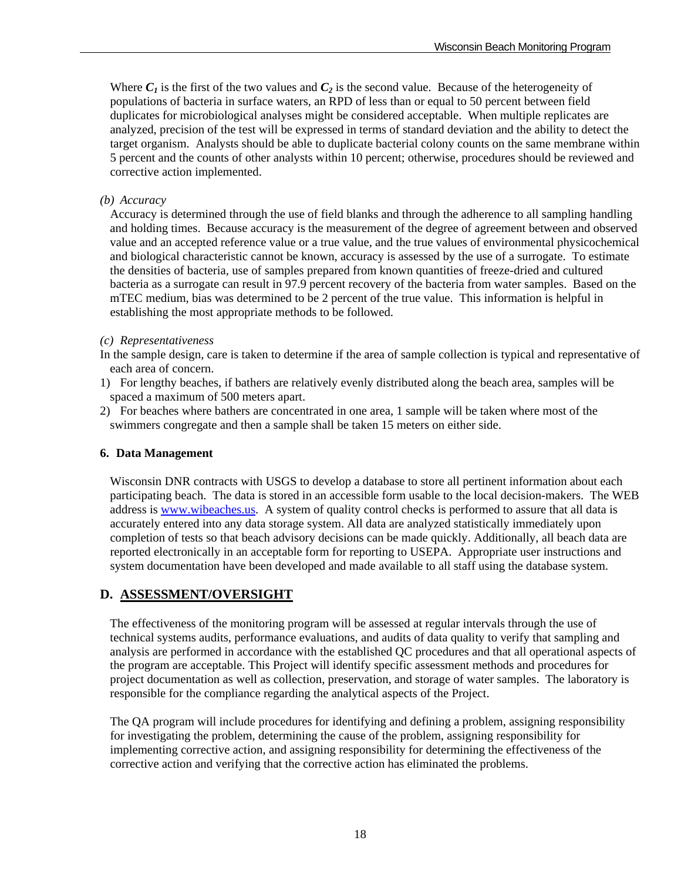Where $C_1$ is the first of the two values and $C_2$ is the second value. Because of the heterogeneity of populations of bacteria in surface waters, an RPD of less than or equal to 50 percent between field duplicates for microbiological analyses might be considered acceptable. When multiple replicates are analyzed, precision of the test will be expressed in terms of standard deviation and the ability to detect the target organism. Analysts should be able to duplicate bacterial colony counts on the same membrane within 5 percent and the counts of other analysts within 10 percent; otherwise, procedures should be reviewed and corrective action implemented.

*(b) Accuracy*

Accuracy is determined through the use of field blanks and through the adherence to all sampling handling and holding times. Because accuracy is the measurement of the degree of agreement between and observed value and an accepted reference value or a true value, and the true values of environmental physicochemical and biological characteristic cannot be known, accuracy is assessed by the use of a surrogate. To estimate the densities of bacteria, use of samples prepared from known quantities of freeze-dried and cultured bacteria as a surrogate can result in 97.9 percent recovery of the bacteria from water samples. Based on the mTEC medium, bias was determined to be 2 percent of the true value. This information is helpful in establishing the most appropriate methods to be followed.

*(c) Representativeness*

In the sample design, care is taken to determine if the area of sample collection is typical and representative of each area of concern.

1) For lengthy beaches, if bathers are relatively evenly distributed along the beach area, samples will be spaced a maximum of 500 meters apart.
2) For beaches where bathers are concentrated in one area, 1 sample will be taken where most of the swimmers congregate and then a sample shall be taken 15 meters on either side.

### 6. Data Management

Wisconsin DNR contracts with USGS to develop a database to store all pertinent information about each participating beach. The data is stored in an accessible form usable to the local decision-makers. The WEB address is www.wibeaches.us. A system of quality control checks is performed to assure that all data is accurately entered into any data storage system. All data are analyzed statistically immediately upon completion of tests so that beach advisory decisions can be made quickly. Additionally, all beach data are reported electronically in an acceptable form for reporting to USEPA. Appropriate user instructions and system documentation have been developed and made available to all staff using the database system.

## D. ASSESSMENT/OVERSIGHT

The effectiveness of the monitoring program will be assessed at regular intervals through the use of technical systems audits, performance evaluations, and audits of data quality to verify that sampling and analysis are performed in accordance with the established QC procedures and that all operational aspects of the program are acceptable. This Project will identify specific assessment methods and procedures for project documentation as well as collection, preservation, and storage of water samples. The laboratory is responsible for the compliance regarding the analytical aspects of the Project.

The QA program will include procedures for identifying and defining a problem, assigning responsibility for investigating the problem, determining the cause of the problem, assigning responsibility for implementing corrective action, and assigning responsibility for determining the effectiveness of the corrective action and verifying that the corrective action has eliminated the problems.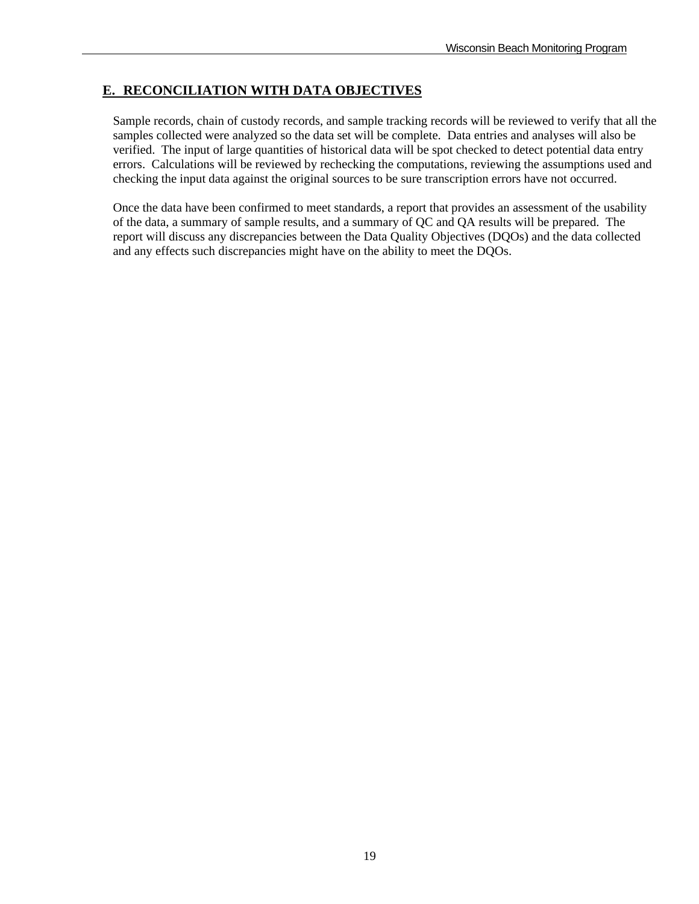## E. RECONCILIATION WITH DATA OBJECTIVES

Sample records, chain of custody records, and sample tracking records will be reviewed to verify that all the samples collected were analyzed so the data set will be complete. Data entries and analyses will also be verified. The input of large quantities of historical data will be spot checked to detect potential data entry errors. Calculations will be reviewed by rechecking the computations, reviewing the assumptions used and checking the input data against the original sources to be sure transcription errors have not occurred.

Once the data have been confirmed to meet standards, a report that provides an assessment of the usability of the data, a summary of sample results, and a summary of QC and QA results will be prepared. The report will discuss any discrepancies between the Data Quality Objectives (DQOs) and the data collected and any effects such discrepancies might have on the ability to meet the DQOs.